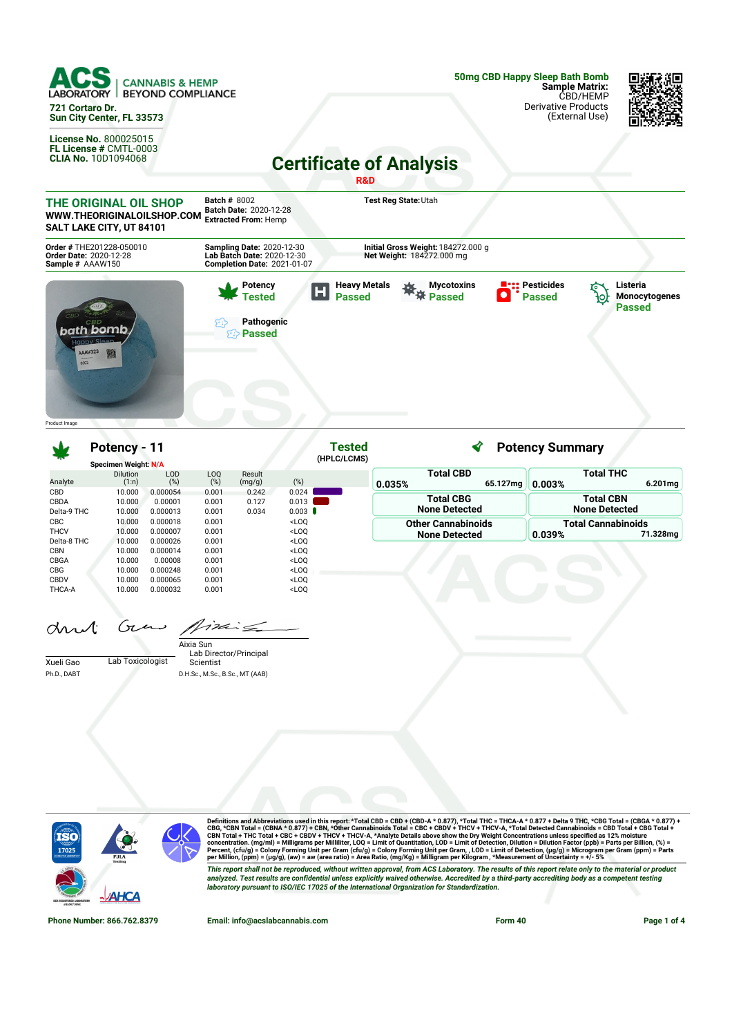ACS LABORATORY | CANNABIS & HEMP BEYOND COMPLIANCE

721 Cortaro Dr.
Sun City Center, FL 33573

**License No.** 800025015
**FL License #** CMTL-0003
**CLIA No.** 10D1094068

**50mg CBD Happy Sleep Bath Bomb**
**Sample Matrix:**
CBD/HEMP
Derivative Products
(External Use)

# Certificate of Analysis

**R&D**

**THE ORIGINAL OIL SHOP**
**WWW.THEORIGINALOILSHOP.COM**
**SALT LAKE CITY, UT 84101**

**Batch #** 8002
**Batch Date:** 2020-12-28
**Extracted From:** Hemp

**Test Reg State:** Utah

**Order #** THE201228-050010
**Order Date:** 2020-12-28
**Sample #** AAAW150

**Sampling Date:** 2020-12-30
**Lab Batch Date:** 2020-12-30
**Completion Date:** 2021-01-07

**Initial Gross Weight:** 184272.000 g
**Net Weight:** 184272.000 mg

| Potency | Heavy Metals | Mycotoxins | Pesticides | Listeria Monocytogenes | Pathogenic |
|---|---|---|---|---|---|
| Tested | Passed | Passed | Passed | Passed | Passed |

Product Image

## Potency - 11

**Tested** (HPLC/LCMS)

Specimen Weight: N/A

| Analyte | Dilution (1:n) | LOD (%) | LOQ (%) | Result (mg/g) | (%) |
|---|---|---|---|---|---|
| CBD | 10.000 | 0.000054 | 0.001 | 0.242 | 0.024 |
| CBDA | 10.000 | 0.00001 | 0.001 | 0.127 | 0.013 |
| Delta-9 THC | 10.000 | 0.000013 | 0.001 | 0.034 | 0.003 |
| CBC | 10.000 | 0.000018 | 0.001 | | <LOQ |
| THCV | 10.000 | 0.000007 | 0.001 | | <LOQ |
| Delta-8 THC | 10.000 | 0.000026 | 0.001 | | <LOQ |
| CBN | 10.000 | 0.000014 | 0.001 | | <LOQ |
| CBGA | 10.000 | 0.00008 | 0.001 | | <LOQ |
| CBG | 10.000 | 0.000248 | 0.001 | | <LOQ |
| CBDV | 10.000 | 0.000065 | 0.001 | | <LOQ |
| THCA-A | 10.000 | 0.000032 | 0.001 | | <LOQ |

## Potency Summary

| | |
|---|---|
| **Total CBD** 0.035% 65.127mg | **Total THC** 0.003% 6.201mg |
| **Total CBG** None Detected | **Total CBN** None Detected |
| **Other Cannabinoids** None Detected | **Total Cannabinoids** 0.039% 71.328mg |

Xueli Gao, Ph.D., DABT — Lab Toxicologist

Aixia Sun — Lab Director/Principal Scientist, D.H.Sc., M.Sc., B.Sc., MT (AAB)

Definitions and Abbreviations used in this report: *Total CBD = CBD + (CBD-A * 0.877), *Total THC = THCA-A * 0.877 + Delta 9 THC, *CBG Total = (CBGA * 0.877) + CBG, *CBN Total = (CBNA * 0.877) + CBN, *Other Cannabinoids Total = CBC + CBDV + THCV + THCV-A, *Total Detected Cannabinoids = CBD Total + CBG Total + CBN Total + THC Total + CBC + CBDV + THCV + THCV-A, *Analyte Details above show the Dry Weight Concentrations unless specified as 12% moisture concentration. (mg/ml) = Milligrams per Milliliter, LOQ = Limit of Quantitation, LOD = Limit of Detection, Dilution = Dilution Factor (ppb) = Parts per Billion, (%) = Percent, (cfu/g) = Colony Forming Unit per Gram (cfu/g) = Colony Forming Unit per Gram, , LOD = Limit of Detection, (µg/g) = Microgram per Gram (ppm) = Parts per Million, (ppm) = (µg/g), (aw) = aw (area ratio) = Area Ratio, (mg/Kg) = Milligram per Kilogram , *Measurement of Uncertainty = +/- 5%

*This report shall not be reproduced, without written approval, from ACS Laboratory. The results of this report relate only to the material or product analyzed. Test results are confidential unless explicitly waived otherwise. Accredited by a third-party accrediting body as a competent testing laboratory pursuant to ISO/IEC 17025 of the International Organization for Standardization.*

Phone Number: 866.762.8379 | Email: info@acslabcannabis.com | Form 40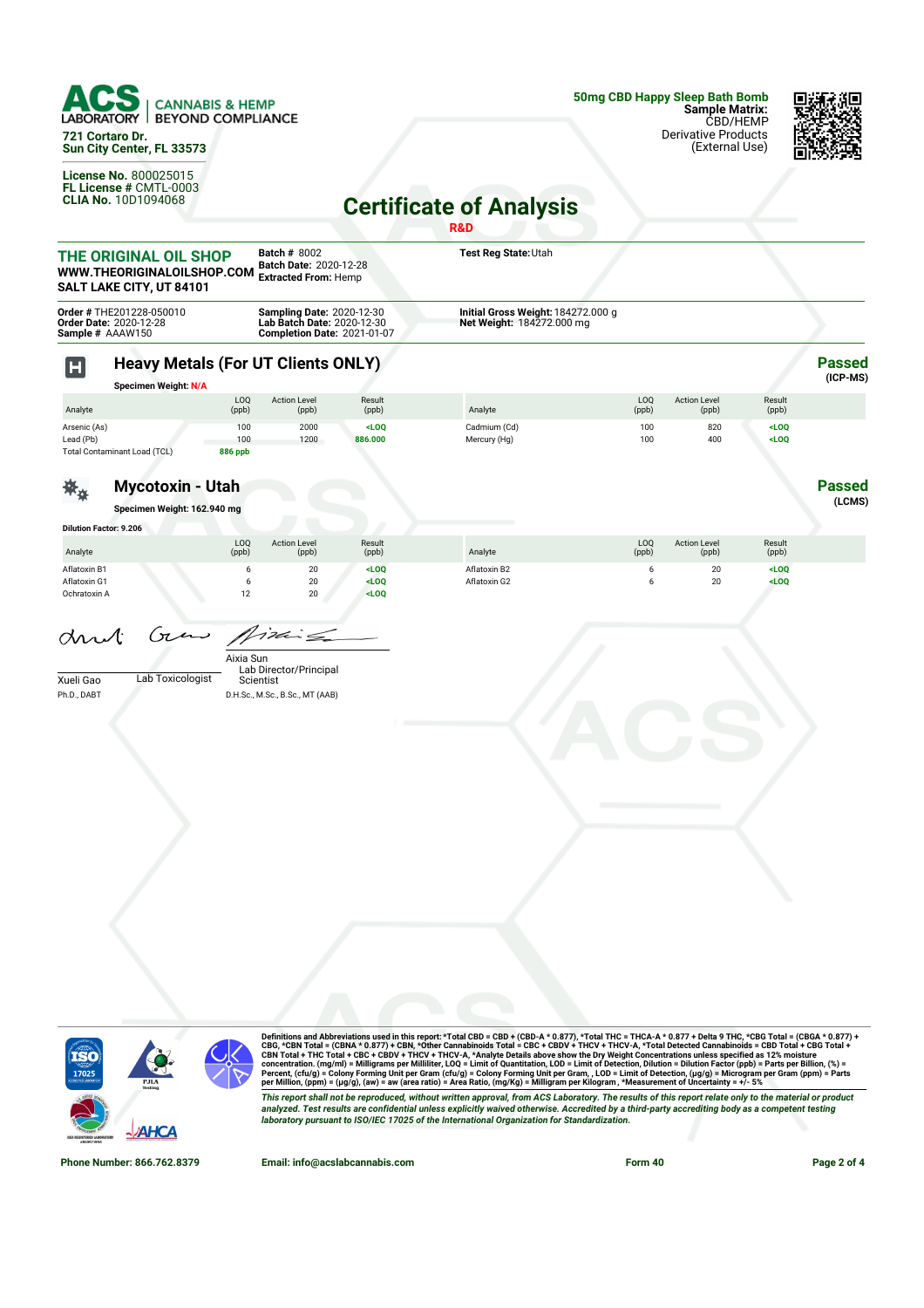ACS LABORATORY | CANNABIS & HEMP BEYOND COMPLIANCE

721 Cortaro Dr.
Sun City Center, FL 33573

**License No.** 800025015
**FL License #** CMTL-0003
**CLIA No.** 10D1094068

**50mg CBD Happy Sleep Bath Bomb**
**Sample Matrix:**
CBD/HEMP
Derivative Products
(External Use)

# Certificate of Analysis

**R&D**

**THE ORIGINAL OIL SHOP**
**WWW.THEORIGINALOILSHOP.COM**
**SALT LAKE CITY, UT 84101**

**Batch #** 8002
**Batch Date:** 2020-12-28
**Extracted From:** Hemp

**Test Reg State:** Utah

**Order #** THE201228-050010
**Order Date:** 2020-12-28
**Sample #** AAAW150

**Sampling Date:** 2020-12-30
**Lab Batch Date:** 2020-12-30
**Completion Date:** 2021-01-07

**Initial Gross Weight:** 184272.000 g
**Net Weight:** 184272.000 mg

## Heavy Metals (For UT Clients ONLY)

**Passed** (ICP-MS)

**Specimen Weight: N/A**

| Analyte | LOQ (ppb) | Action Level (ppb) | Result (ppb) | Analyte | LOQ (ppb) | Action Level (ppb) | Result (ppb) |
|---|---|---|---|---|---|---|---|
| Arsenic (As) | 100 | 2000 | <LOQ | Cadmium (Cd) | 100 | 820 | <LOQ |
| Lead (Pb) | 100 | 1200 | 886.000 | Mercury (Hg) | 100 | 400 | <LOQ |
| Total Contaminant Load (TCL) | 886 ppb | | | | | | |

## Mycotoxin - Utah

**Passed** (LCMS)

**Specimen Weight: 162.940 mg**

**Dilution Factor: 9.206**

| Analyte | LOQ (ppb) | Action Level (ppb) | Result (ppb) | Analyte | LOQ (ppb) | Action Level (ppb) | Result (ppb) |
|---|---|---|---|---|---|---|---|
| Aflatoxin B1 | 6 | 20 | <LOQ | Aflatoxin B2 | 6 | 20 | <LOQ |
| Aflatoxin G1 | 6 | 20 | <LOQ | Aflatoxin G2 | 6 | 20 | <LOQ |
| Ochratoxin A | 12 | 20 | <LOQ | | | | |

Xueli Gao
Ph.D., DABT
Lab Toxicologist

Aixia Sun
Lab Director/Principal Scientist
D.H.Sc., M.Sc., B.Sc., MT (AAB)

**Definitions and Abbreviations used in this report: \*Total CBD = CBD + (CBD-A \* 0.877), \*Total THC = THCA-A \* 0.877 + Delta 9 THC, \*CBG Total = (CBGA \* 0.877) + CBG, \*CBN Total = (CBNA \* 0.877) + CBN, \*Other Cannabinoids Total = CBC + CBDV + THCV + THCV-A, \*Total Detected Cannabinoids = CBD Total + CBG Total + CBN Total + THC Total + CBC + CBDV + THCV + THCV-A, \*Analyte Details above show the Dry Weight Concentrations unless specified as 12% moisture concentration. (mg/ml) = Milligrams per Milliliter, LOQ = Limit of Quantitation, LOD = Limit of Detection, Dilution = Dilution Factor (ppb) = Parts per Billion, (%) = Percent, (cfu/g) = Colony Forming Unit per Gram (cfu/g) = Colony Forming Unit per Gram, , LOD = Limit of Detection, (µg/g) = Microgram per Gram (ppm) = Parts per Million, (ppm) = (µg/g), (aw) = aw (area ratio) = Area Ratio, (mg/Kg) = Milligram per Kilogram , \*Measurement of Uncertainty = +/- 5%**

*This report shall not be reproduced, without written approval, from ACS Laboratory. The results of this report relate only to the material or product analyzed. Test results are confidential unless explicitly waived otherwise. Accredited by a third-party accrediting body as a competent testing laboratory pursuant to ISO/IEC 17025 of the International Organization for Standardization.*

**Phone Number: 866.762.8379** **Email: info@acslabcannabis.com** **Form 40**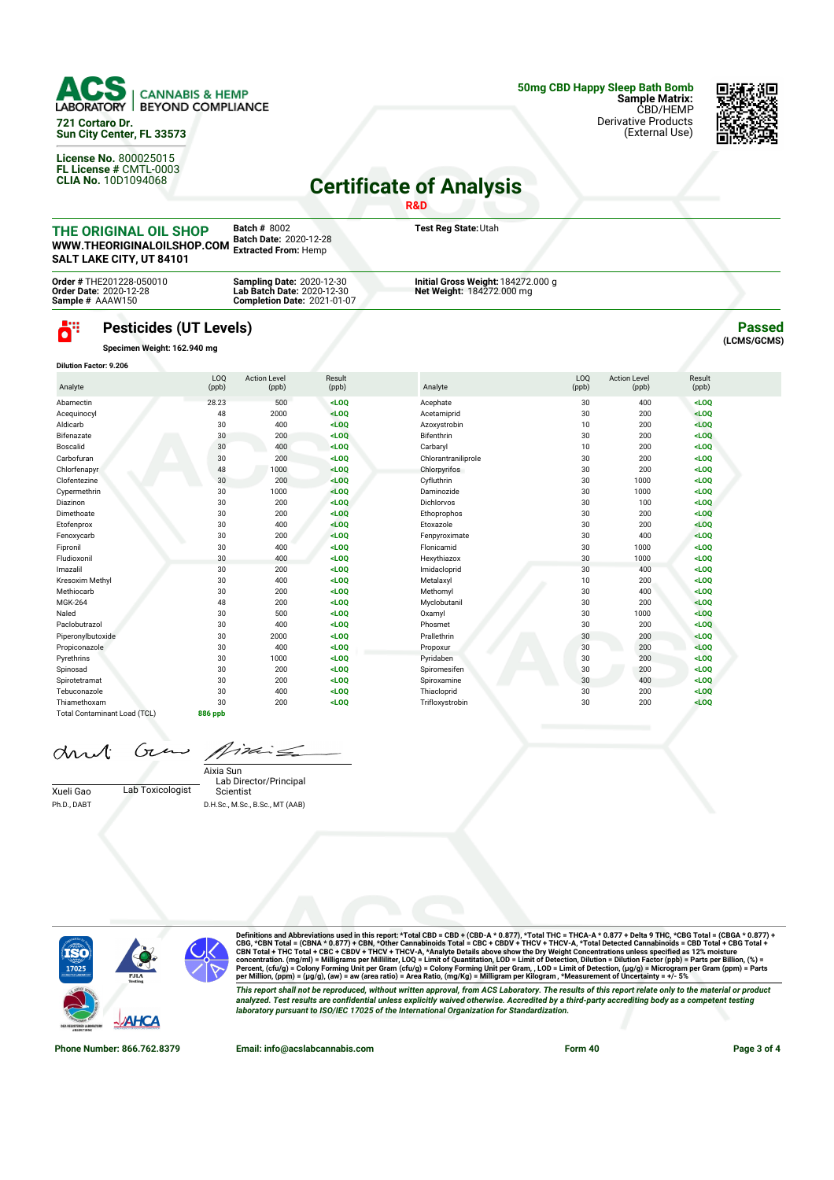**ACS LABORATORY** | CANNABIS & HEMP BEYOND COMPLIANCE

721 Cortaro Dr.
Sun City Center, FL 33573

**License No.** 800025015
**FL License #** CMTL-0003
**CLIA No.** 10D1094068

**50mg CBD Happy Sleep Bath Bomb**
**Sample Matrix:**
CBD/HEMP
Derivative Products
(External Use)

# Certificate of Analysis

**R&D**

**THE ORIGINAL OIL SHOP**
**WWW.THEORIGINALOILSHOP.COM**
**SALT LAKE CITY, UT 84101**

**Batch #** 8002
**Batch Date:** 2020-12-28
**Extracted From:** Hemp

**Test Reg State:** Utah

**Order #** THE201228-050010
**Order Date:** 2020-12-28
**Sample #** AAAW150

**Sampling Date:** 2020-12-30
**Lab Batch Date:** 2020-12-30
**Completion Date:** 2021-01-07

**Initial Gross Weight:** 184272.000 g
**Net Weight:** 184272.000 mg

## Pesticides (UT Levels)

**Passed**
**(LCMS/GCMS)**

**Specimen Weight: 162.940 mg**

**Dilution Factor: 9.206**

| Analyte | LOQ (ppb) | Action Level (ppb) | Result (ppb) | Analyte | LOQ (ppb) | Action Level (ppb) | Result (ppb) |
|---|---|---|---|---|---|---|---|
| Abamectin | 28.23 | 500 | <LOQ | Acephate | 30 | 400 | <LOQ |
| Acequinocyl | 48 | 2000 | <LOQ | Acetamiprid | 30 | 200 | <LOQ |
| Aldicarb | 30 | 400 | <LOQ | Azoxystrobin | 10 | 200 | <LOQ |
| Bifenazate | 30 | 200 | <LOQ | Bifenthrin | 30 | 200 | <LOQ |
| Boscalid | 30 | 400 | <LOQ | Carbaryl | 10 | 200 | <LOQ |
| Carbofuran | 30 | 200 | <LOQ | Chlorantraniliprole | 30 | 200 | <LOQ |
| Chlorfenapyr | 48 | 1000 | <LOQ | Chlorpyrifos | 30 | 200 | <LOQ |
| Clofentezine | 30 | 200 | <LOQ | Cyfluthrin | 30 | 1000 | <LOQ |
| Cypermethrin | 30 | 1000 | <LOQ | Daminozide | 30 | 1000 | <LOQ |
| Diazinon | 30 | 200 | <LOQ | Dichlorvos | 30 | 100 | <LOQ |
| Dimethoate | 30 | 200 | <LOQ | Ethoprophos | 30 | 200 | <LOQ |
| Etofenprox | 30 | 400 | <LOQ | Etoxazole | 30 | 200 | <LOQ |
| Fenoxycarb | 30 | 200 | <LOQ | Fenpyroximate | 30 | 400 | <LOQ |
| Fipronil | 30 | 400 | <LOQ | Flonicamid | 30 | 1000 | <LOQ |
| Fludioxonil | 30 | 400 | <LOQ | Hexythiazox | 30 | 1000 | <LOQ |
| Imazalil | 30 | 200 | <LOQ | Imidacloprid | 30 | 400 | <LOQ |
| Kresoxim Methyl | 30 | 400 | <LOQ | Metalaxyl | 10 | 200 | <LOQ |
| Methiocarb | 30 | 200 | <LOQ | Methomyl | 30 | 400 | <LOQ |
| MGK-264 | 48 | 200 | <LOQ | Myclobutanil | 30 | 200 | <LOQ |
| Naled | 30 | 500 | <LOQ | Oxamyl | 30 | 1000 | <LOQ |
| Paclobutrazol | 30 | 400 | <LOQ | Phosmet | 30 | 200 | <LOQ |
| Piperonylbutoxide | 30 | 2000 | <LOQ | Prallethrin | 30 | 200 | <LOQ |
| Propiconazole | 30 | 400 | <LOQ | Propoxur | 30 | 200 | <LOQ |
| Pyrethrins | 30 | 1000 | <LOQ | Pyridaben | 30 | 200 | <LOQ |
| Spinosad | 30 | 200 | <LOQ | Spiromesifen | 30 | 200 | <LOQ |
| Spirotetramat | 30 | 200 | <LOQ | Spiroxamine | 30 | 400 | <LOQ |
| Tebuconazole | 30 | 400 | <LOQ | Thiacloprid | 30 | 200 | <LOQ |
| Thiamethoxam | 30 | 200 | <LOQ | Trifloxystrobin | 30 | 200 | <LOQ |
| Total Contaminant Load (TCL) | **886 ppb** | | | | | | |

Xueli Gao — Lab Toxicologist
Ph.D., DABT

Aixia Sun — Lab Director/Principal Scientist
D.H.Sc., M.Sc., B.Sc., MT (AAB)

**Definitions and Abbreviations used in this report:** *Total CBD = CBD + (CBD-A * 0.877), *Total THC = THCA-A * 0.877 + Delta 9 THC, *CBG Total = (CBGA * 0.877) + CBG, *CBN Total = (CBNA * 0.877) + CBN, *Other Cannabinoids Total = CBC + CBDV + THCV + THCV-A, *Total Detected Cannabinoids = CBD Total + CBG Total + CBN Total + THC Total + CBC + CBDV + THCV + THCV-A, *Analyte Details above show the Dry Weight Concentrations unless specified as 12% moisture concentration. (mg/ml) = Milligrams per Milliliter, LOQ = Limit of Quantitation, LOD = Limit of Detection, Dilution = Dilution Factor (ppb) = Parts per Billion, (%) = Percent, (cfu/g) = Colony Forming Unit per Gram (cfu/g) = Colony Forming Unit per Gram, , LOD = Limit of Detection, (µg/g) = Microgram per Gram (ppm) = Parts per Million, (ppm) = (µg/g), (aw) = aw (area ratio) = Area Ratio, (mg/Kg) = Milligram per Kilogram , *Measurement of Uncertainty = +/- 5%

*This report shall not be reproduced, without written approval, from ACS Laboratory. The results of this report relate only to the material or product analyzed. Test results are confidential unless explicitly waived otherwise. Accredited by a third-party accrediting body as a competent testing laboratory pursuant to ISO/IEC 17025 of the International Organization for Standardization.*

Phone Number: 866.762.8379 | Email: info@acslabcannabis.com | Form 40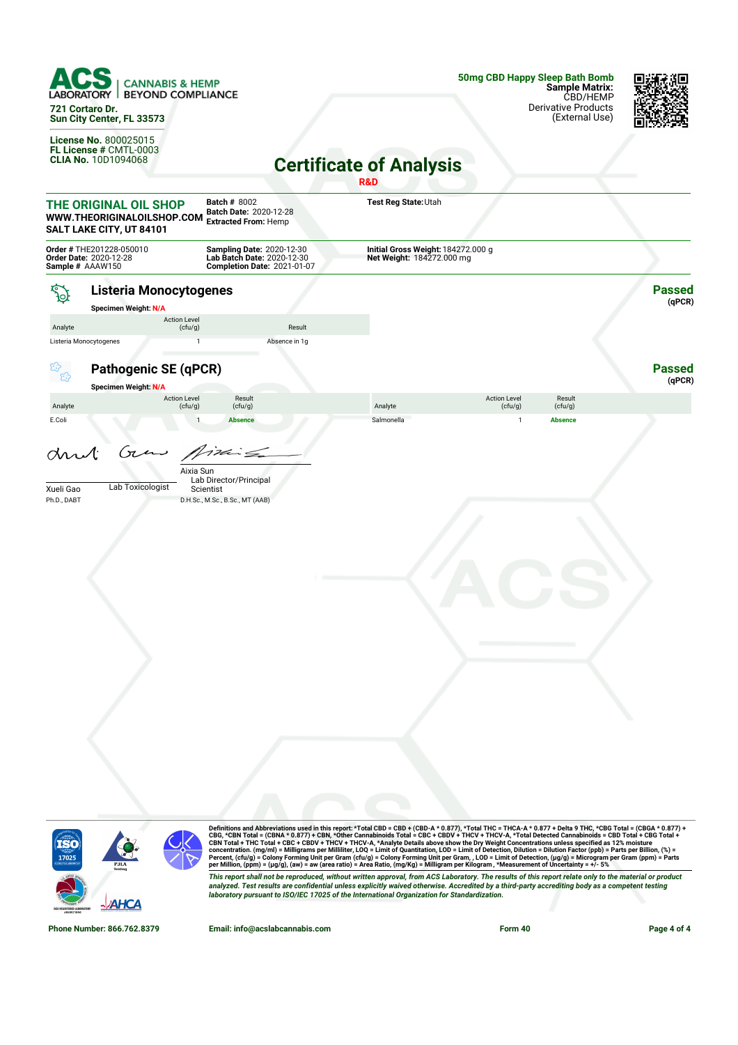**ACS LABORATORY** | CANNABIS & HEMP BEYOND COMPLIANCE

721 Cortaro Dr.
Sun City Center, FL 33573

**License No.** 800025015
**FL License #** CMTL-0003
**CLIA No.** 10D1094068

**50mg CBD Happy Sleep Bath Bomb**
**Sample Matrix:** CBD/HEMP
Derivative Products
(External Use)

# Certificate of Analysis

**R&D**

**THE ORIGINAL OIL SHOP**
**WWW.THEORIGINALOILSHOP.COM**
**SALT LAKE CITY, UT 84101**

**Batch #** 8002
**Batch Date:** 2020-12-28
**Extracted From:** Hemp

**Test Reg State:** Utah

**Order #** THE201228-050010
**Order Date:** 2020-12-28
**Sample #** AAAW150

**Sampling Date:** 2020-12-30
**Lab Batch Date:** 2020-12-30
**Completion Date:** 2021-01-07

**Initial Gross Weight:** 184272.000 g
**Net Weight:** 184272.000 mg

## Listeria Monocytogenes

**Passed** (qPCR)

**Specimen Weight:** N/A

| Analyte | Action Level (cfu/g) | Result |
|---|---|---|
| Listeria Monocytogenes | 1 | Absence in 1g |

## Pathogenic SE (qPCR)

**Passed** (qPCR)

**Specimen Weight:** N/A

| Analyte | Action Level (cfu/g) | Result (cfu/g) | Analyte | Action Level (cfu/g) | Result (cfu/g) |
|---|---|---|---|---|---|
| E.Coli | 1 | **Absence** | Salmonella | 1 | **Absence** |

Xueli Gao
Ph.D., DABT
Lab Toxicologist

Aixia Sun
Lab Director/Principal Scientist
D.H.Sc., M.Sc., B.Sc., MT (AAB)

Definitions and Abbreviations used in this report: *Total CBD = CBD + (CBD-A * 0.877), *Total THC = THCA-A * 0.877 + Delta 9 THC, *CBG Total = (CBGA * 0.877) + CBG, *CBN Total = (CBNA * 0.877) + CBN, *Other Cannabinoids Total = CBC + CBDV + THCV + THCV-A, *Total Detected Cannabinoids = CBD Total + CBG Total + CBN Total + THC Total + CBC + CBDV + THCV + THCV-A, *Analyte Details above show the Dry Weight Concentrations unless specified as 12% moisture concentration. (mg/ml) = Milligrams per Milliliter, LOQ = Limit of Quantitation, LOD = Limit of Detection, Dilution = Dilution Factor (ppb) = Parts per Billion, (%) = Percent, (cfu/g) = Colony Forming Unit per Gram (cfu/g) = Colony Forming Unit per Gram, , LOD = Limit of Detection, (µg/g) = Microgram per Gram (ppm) = Parts per Million, (ppm) = (µg/g), (aw) = aw (area ratio) = Area Ratio, (mg/Kg) = Milligram per Kilogram , *Measurement of Uncertainty = +/- 5%

*This report shall not be reproduced, without written approval, from ACS Laboratory. The results of this report relate only to the material or product analyzed. Test results are confidential unless explicitly waived otherwise. Accredited by a third-party accrediting body as a competent testing laboratory pursuant to ISO/IEC 17025 of the International Organization for Standardization.*

Phone Number: 866.762.8379 | Email: info@acslabcannabis.com | Form 40